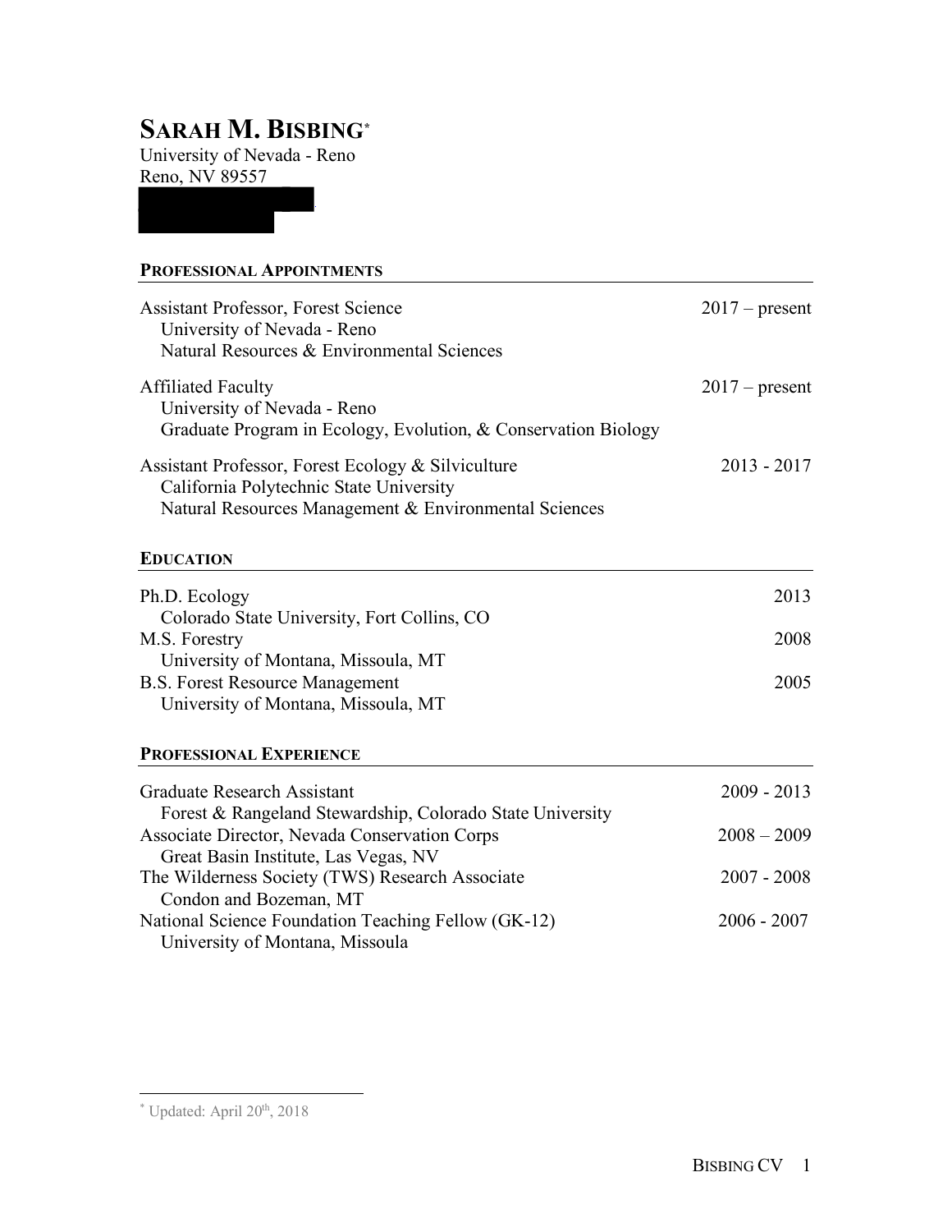# SARAH M. BISBING[*]

University of Nevada - Reno
Reno, NV 89557

## PROFESSIONAL APPOINTMENTS

Assistant Professor, Forest Science — 2017 – present
University of Nevada - Reno
Natural Resources & Environmental Sciences

Affiliated Faculty — 2017 – present
University of Nevada - Reno
Graduate Program in Ecology, Evolution, & Conservation Biology

Assistant Professor, Forest Ecology & Silviculture — 2013 - 2017
California Polytechnic State University
Natural Resources Management & Environmental Sciences

## EDUCATION

Ph.D. Ecology — 2013
Colorado State University, Fort Collins, CO

M.S. Forestry — 2008
University of Montana, Missoula, MT

B.S. Forest Resource Management — 2005
University of Montana, Missoula, MT

## PROFESSIONAL EXPERIENCE

Graduate Research Assistant — 2009 - 2013
Forest & Rangeland Stewardship, Colorado State University

Associate Director, Nevada Conservation Corps — 2008 – 2009
Great Basin Institute, Las Vegas, NV

The Wilderness Society (TWS) Research Associate — 2007 - 2008
Condon and Bozeman, MT

National Science Foundation Teaching Fellow (GK-12) — 2006 - 2007
University of Montana, Missoula

---

[*] Updated: April 20th, 2018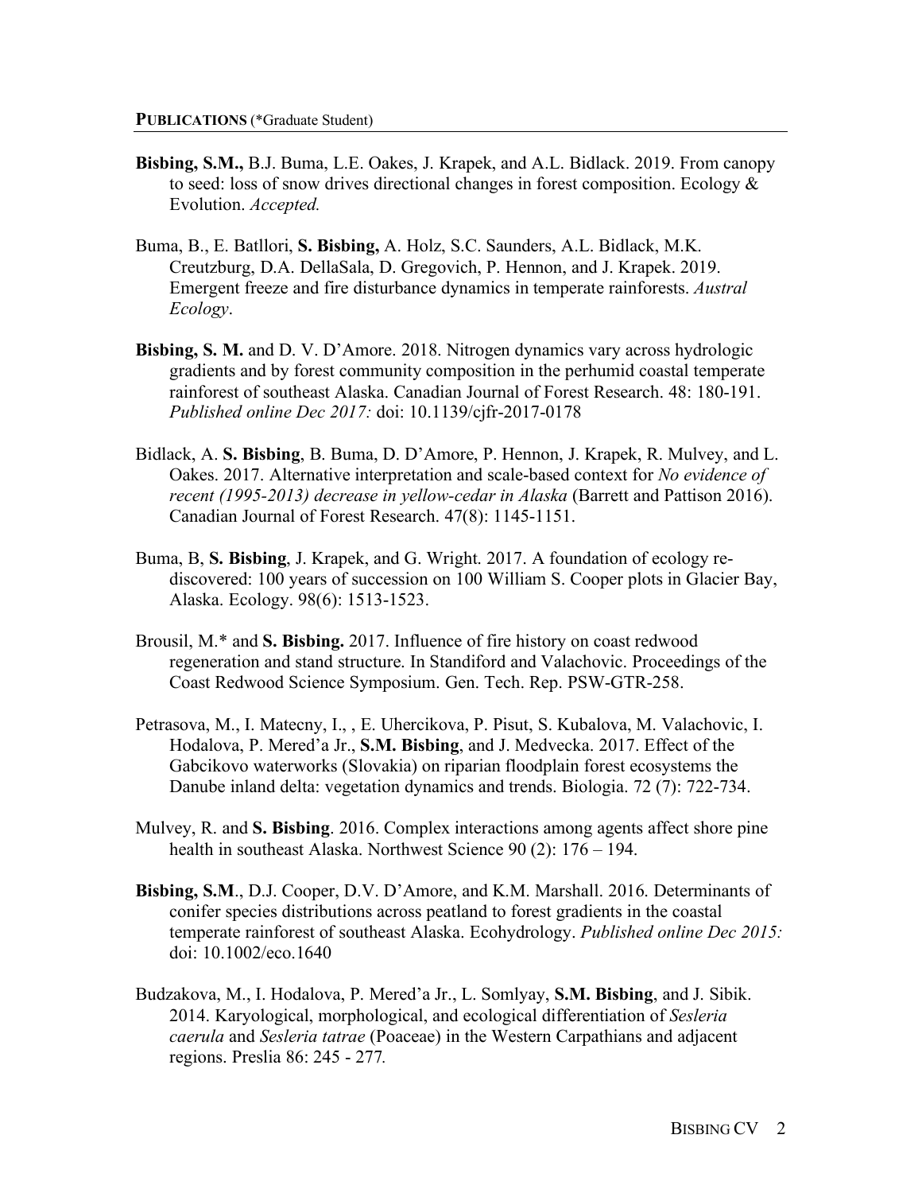**PUBLICATIONS** (*Graduate Student)

**Bisbing, S.M.,** B.J. Buma, L.E. Oakes, J. Krapek, and A.L. Bidlack. 2019. From canopy to seed: loss of snow drives directional changes in forest composition. Ecology & Evolution. *Accepted.*

Buma, B., E. Batllori, **S. Bisbing,** A. Holz, S.C. Saunders, A.L. Bidlack, M.K. Creutzburg, D.A. DellaSala, D. Gregovich, P. Hennon, and J. Krapek. 2019. Emergent freeze and fire disturbance dynamics in temperate rainforests. *Austral Ecology*.

**Bisbing, S. M.** and D. V. D'Amore. 2018. Nitrogen dynamics vary across hydrologic gradients and by forest community composition in the perhumid coastal temperate rainforest of southeast Alaska. Canadian Journal of Forest Research. 48: 180-191. *Published online Dec 2017:* doi: 10.1139/cjfr-2017-0178

Bidlack, A. **S. Bisbing**, B. Buma, D. D'Amore, P. Hennon, J. Krapek, R. Mulvey, and L. Oakes. 2017. Alternative interpretation and scale-based context for *No evidence of recent (1995-2013) decrease in yellow-cedar in Alaska* (Barrett and Pattison 2016). Canadian Journal of Forest Research. 47(8): 1145-1151.

Buma, B, **S. Bisbing**, J. Krapek, and G. Wright. 2017. A foundation of ecology re-discovered: 100 years of succession on 100 William S. Cooper plots in Glacier Bay, Alaska. Ecology. 98(6): 1513-1523.

Brousil, M.* and **S. Bisbing.** 2017. Influence of fire history on coast redwood regeneration and stand structure. In Standiford and Valachovic. Proceedings of the Coast Redwood Science Symposium. Gen. Tech. Rep. PSW-GTR-258.

Petrasova, M., I. Matecny, I., , E. Uhercikova, P. Pisut, S. Kubalova, M. Valachovic, I. Hodalova, P. Mered'a Jr., **S.M. Bisbing**, and J. Medvecka. 2017. Effect of the Gabcikovo waterworks (Slovakia) on riparian floodplain forest ecosystems the Danube inland delta: vegetation dynamics and trends. Biologia. 72 (7): 722-734.

Mulvey, R. and **S. Bisbing**. 2016. Complex interactions among agents affect shore pine health in southeast Alaska. Northwest Science 90 (2): 176 – 194.

**Bisbing, S.M**., D.J. Cooper, D.V. D'Amore, and K.M. Marshall. 2016. Determinants of conifer species distributions across peatland to forest gradients in the coastal temperate rainforest of southeast Alaska. Ecohydrology. *Published online Dec 2015:* doi: 10.1002/eco.1640

Budzakova, M., I. Hodalova, P. Mered'a Jr., L. Somlyay, **S.M. Bisbing**, and J. Sibik. 2014. Karyological, morphological, and ecological differentiation of *Sesleria caerula* and *Sesleria tatrae* (Poaceae) in the Western Carpathians and adjacent regions. Preslia 86: 245 - 277*.*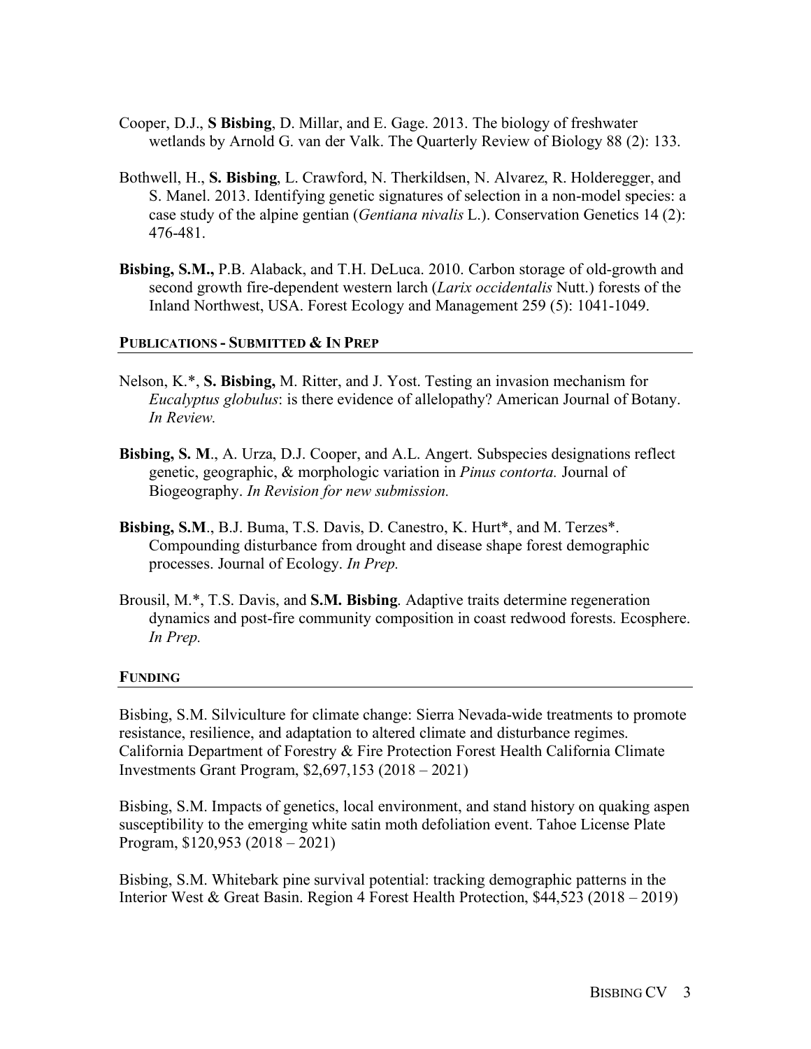Cooper, D.J., **S Bisbing**, D. Millar, and E. Gage. 2013. The biology of freshwater wetlands by Arnold G. van der Valk. The Quarterly Review of Biology 88 (2): 133.

Bothwell, H., **S. Bisbing**, L. Crawford, N. Therkildsen, N. Alvarez, R. Holderegger, and S. Manel. 2013. Identifying genetic signatures of selection in a non-model species: a case study of the alpine gentian (*Gentiana nivalis* L.). Conservation Genetics 14 (2): 476-481.

**Bisbing, S.M.,** P.B. Alaback, and T.H. DeLuca. 2010. Carbon storage of old-growth and second growth fire-dependent western larch (*Larix occidentalis* Nutt.) forests of the Inland Northwest, USA. Forest Ecology and Management 259 (5): 1041-1049.

## PUBLICATIONS - SUBMITTED & IN PREP

Nelson, K.*, **S. Bisbing,** M. Ritter, and J. Yost. Testing an invasion mechanism for *Eucalyptus globulus*: is there evidence of allelopathy? American Journal of Botany. *In Review.*

**Bisbing, S. M**., A. Urza, D.J. Cooper, and A.L. Angert. Subspecies designations reflect genetic, geographic, & morphologic variation in *Pinus contorta.* Journal of Biogeography. *In Revision for new submission.*

**Bisbing, S.M**., B.J. Buma, T.S. Davis, D. Canestro, K. Hurt*, and M. Terzes*. Compounding disturbance from drought and disease shape forest demographic processes. Journal of Ecology. *In Prep.*

Brousil, M.*, T.S. Davis, and **S.M. Bisbing**. Adaptive traits determine regeneration dynamics and post-fire community composition in coast redwood forests. Ecosphere. *In Prep.*

## FUNDING

Bisbing, S.M. Silviculture for climate change: Sierra Nevada-wide treatments to promote resistance, resilience, and adaptation to altered climate and disturbance regimes. California Department of Forestry & Fire Protection Forest Health California Climate Investments Grant Program, $2,697,153 (2018 – 2021)

Bisbing, S.M. Impacts of genetics, local environment, and stand history on quaking aspen susceptibility to the emerging white satin moth defoliation event. Tahoe License Plate Program, $120,953 (2018 – 2021)

Bisbing, S.M. Whitebark pine survival potential: tracking demographic patterns in the Interior West & Great Basin. Region 4 Forest Health Protection, $44,523 (2018 – 2019)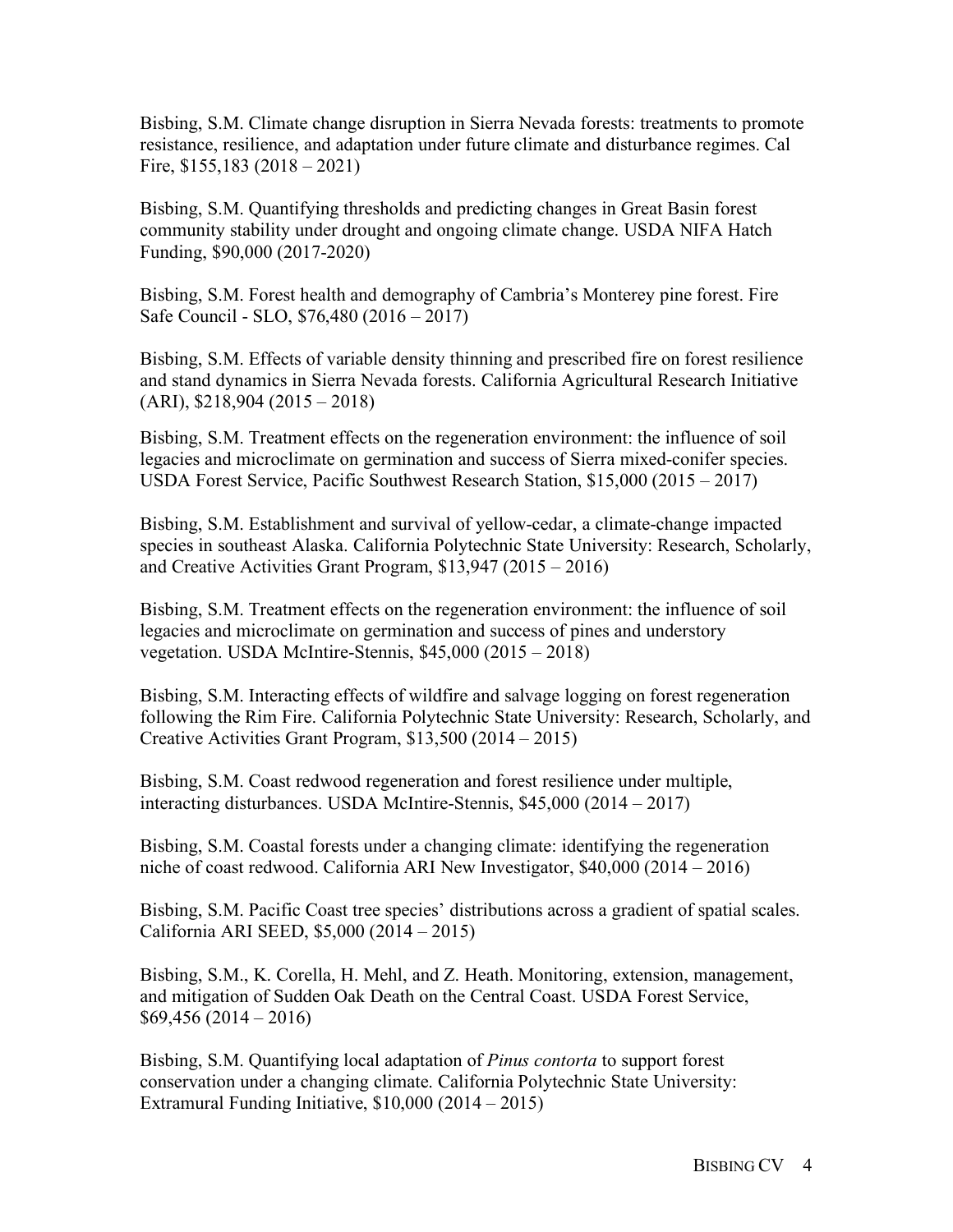Bisbing, S.M. Climate change disruption in Sierra Nevada forests: treatments to promote resistance, resilience, and adaptation under future climate and disturbance regimes. Cal Fire, $155,183 (2018 – 2021)

Bisbing, S.M. Quantifying thresholds and predicting changes in Great Basin forest community stability under drought and ongoing climate change. USDA NIFA Hatch Funding, $90,000 (2017-2020)

Bisbing, S.M. Forest health and demography of Cambria's Monterey pine forest. Fire Safe Council - SLO, $76,480 (2016 – 2017)

Bisbing, S.M. Effects of variable density thinning and prescribed fire on forest resilience and stand dynamics in Sierra Nevada forests. California Agricultural Research Initiative (ARI), $218,904 (2015 – 2018)

Bisbing, S.M. Treatment effects on the regeneration environment: the influence of soil legacies and microclimate on germination and success of Sierra mixed-conifer species. USDA Forest Service, Pacific Southwest Research Station, $15,000 (2015 – 2017)

Bisbing, S.M. Establishment and survival of yellow-cedar, a climate-change impacted species in southeast Alaska. California Polytechnic State University: Research, Scholarly, and Creative Activities Grant Program, $13,947 (2015 – 2016)

Bisbing, S.M. Treatment effects on the regeneration environment: the influence of soil legacies and microclimate on germination and success of pines and understory vegetation. USDA McIntire-Stennis, $45,000 (2015 – 2018)

Bisbing, S.M. Interacting effects of wildfire and salvage logging on forest regeneration following the Rim Fire. California Polytechnic State University: Research, Scholarly, and Creative Activities Grant Program, $13,500 (2014 – 2015)

Bisbing, S.M. Coast redwood regeneration and forest resilience under multiple, interacting disturbances. USDA McIntire-Stennis, $45,000 (2014 – 2017)

Bisbing, S.M. Coastal forests under a changing climate: identifying the regeneration niche of coast redwood. California ARI New Investigator, $40,000 (2014 – 2016)

Bisbing, S.M. Pacific Coast tree species' distributions across a gradient of spatial scales. California ARI SEED, $5,000 (2014 – 2015)

Bisbing, S.M., K. Corella, H. Mehl, and Z. Heath. Monitoring, extension, management, and mitigation of Sudden Oak Death on the Central Coast. USDA Forest Service, $69,456 (2014 – 2016)

Bisbing, S.M. Quantifying local adaptation of *Pinus contorta* to support forest conservation under a changing climate. California Polytechnic State University: Extramural Funding Initiative, $10,000 (2014 – 2015)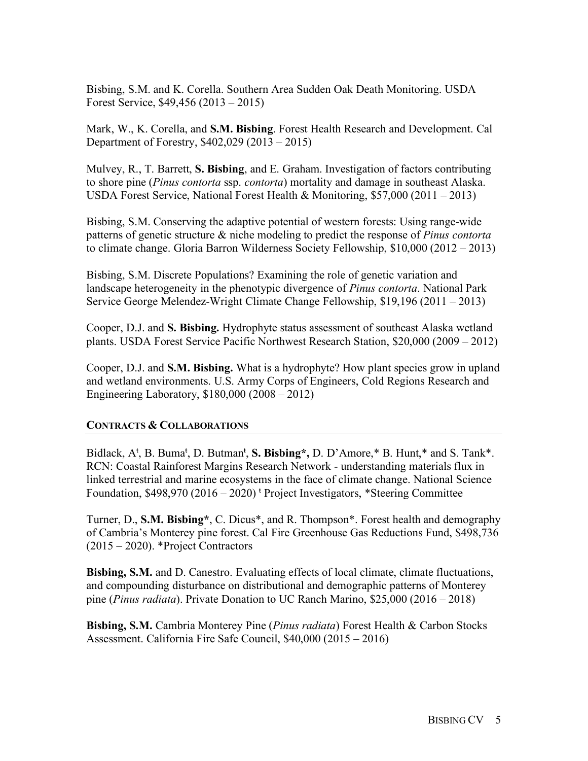Bisbing, S.M. and K. Corella. Southern Area Sudden Oak Death Monitoring. USDA Forest Service, $49,456 (2013 – 2015)

Mark, W., K. Corella, and **S.M. Bisbing**. Forest Health Research and Development. Cal Department of Forestry, $402,029 (2013 – 2015)

Mulvey, R., T. Barrett, **S. Bisbing**, and E. Graham. Investigation of factors contributing to shore pine (*Pinus contorta* ssp. *contorta*) mortality and damage in southeast Alaska. USDA Forest Service, National Forest Health & Monitoring, $57,000 (2011 – 2013)

Bisbing, S.M. Conserving the adaptive potential of western forests: Using range-wide patterns of genetic structure & niche modeling to predict the response of *Pinus contorta* to climate change. Gloria Barron Wilderness Society Fellowship, $10,000 (2012 – 2013)

Bisbing, S.M. Discrete Populations? Examining the role of genetic variation and landscape heterogeneity in the phenotypic divergence of *Pinus contorta*. National Park Service George Melendez-Wright Climate Change Fellowship, $19,196 (2011 – 2013)

Cooper, D.J. and **S. Bisbing.** Hydrophyte status assessment of southeast Alaska wetland plants. USDA Forest Service Pacific Northwest Research Station, $20,000 (2009 – 2012)

Cooper, D.J. and **S.M. Bisbing.** What is a hydrophyte? How plant species grow in upland and wetland environments. U.S. Army Corps of Engineers, Cold Regions Research and Engineering Laboratory, $180,000 (2008 – 2012)

## CONTRACTS & COLLABORATIONS

Bidlack, A[ƚ], B. Buma[ƚ], D. Butman[ƚ], **S. Bisbing\*,** D. D'Amore,\* B. Hunt,\* and S. Tank\*. RCN: Coastal Rainforest Margins Research Network - understanding materials flux in linked terrestrial and marine ecosystems in the face of climate change. National Science Foundation, $498,970 (2016 – 2020) [ƚ] Project Investigators, \*Steering Committee

Turner, D., **S.M. Bisbing\***, C. Dicus\*, and R. Thompson\*. Forest health and demography of Cambria's Monterey pine forest. Cal Fire Greenhouse Gas Reductions Fund, $498,736 (2015 – 2020). \*Project Contractors

**Bisbing, S.M.** and D. Canestro. Evaluating effects of local climate, climate fluctuations, and compounding disturbance on distributional and demographic patterns of Monterey pine (*Pinus radiata*). Private Donation to UC Ranch Marino, $25,000 (2016 – 2018)

**Bisbing, S.M.** Cambria Monterey Pine (*Pinus radiata*) Forest Health & Carbon Stocks Assessment. California Fire Safe Council, $40,000 (2015 – 2016)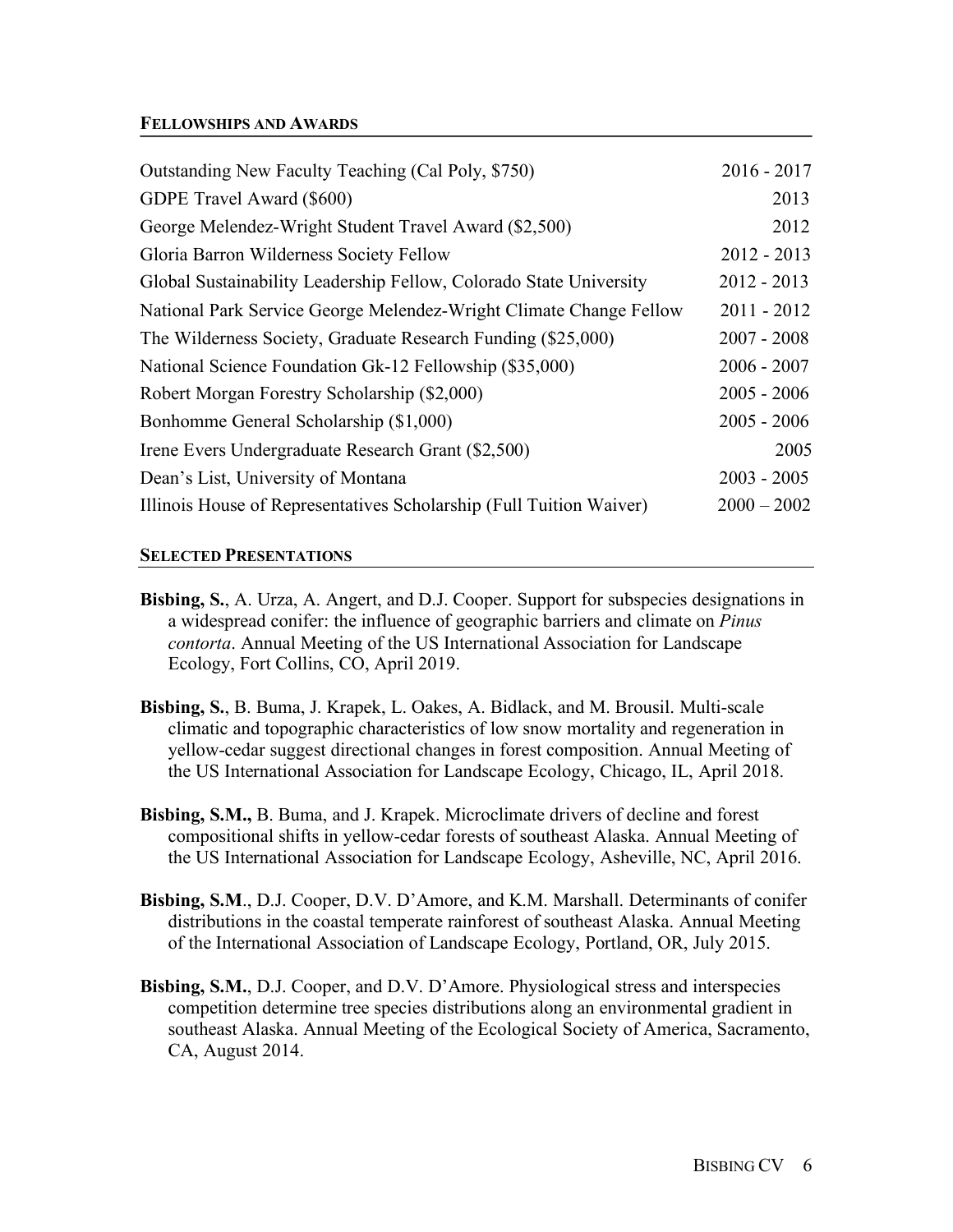## Fellowships and Awards

| | |
|---|---|
| Outstanding New Faculty Teaching (Cal Poly, $750) | 2016 - 2017 |
| GDPE Travel Award ($600) | 2013 |
| George Melendez-Wright Student Travel Award ($2,500) | 2012 |
| Gloria Barron Wilderness Society Fellow | 2012 - 2013 |
| Global Sustainability Leadership Fellow, Colorado State University | 2012 - 2013 |
| National Park Service George Melendez-Wright Climate Change Fellow | 2011 - 2012 |
| The Wilderness Society, Graduate Research Funding ($25,000) | 2007 - 2008 |
| National Science Foundation Gk-12 Fellowship ($35,000) | 2006 - 2007 |
| Robert Morgan Forestry Scholarship ($2,000) | 2005 - 2006 |
| Bonhomme General Scholarship ($1,000) | 2005 - 2006 |
| Irene Evers Undergraduate Research Grant ($2,500) | 2005 |
| Dean's List, University of Montana | 2003 - 2005 |
| Illinois House of Representatives Scholarship (Full Tuition Waiver) | 2000 – 2002 |

## Selected Presentations

**Bisbing, S.**, A. Urza, A. Angert, and D.J. Cooper. Support for subspecies designations in a widespread conifer: the influence of geographic barriers and climate on *Pinus contorta*. Annual Meeting of the US International Association for Landscape Ecology, Fort Collins, CO, April 2019.

**Bisbing, S.**, B. Buma, J. Krapek, L. Oakes, A. Bidlack, and M. Brousil. Multi-scale climatic and topographic characteristics of low snow mortality and regeneration in yellow-cedar suggest directional changes in forest composition. Annual Meeting of the US International Association for Landscape Ecology, Chicago, IL, April 2018.

**Bisbing, S.M.,** B. Buma, and J. Krapek. Microclimate drivers of decline and forest compositional shifts in yellow-cedar forests of southeast Alaska. Annual Meeting of the US International Association for Landscape Ecology, Asheville, NC, April 2016.

**Bisbing, S.M**., D.J. Cooper, D.V. D'Amore, and K.M. Marshall. Determinants of conifer distributions in the coastal temperate rainforest of southeast Alaska. Annual Meeting of the International Association of Landscape Ecology, Portland, OR, July 2015.

**Bisbing, S.M.**, D.J. Cooper, and D.V. D'Amore. Physiological stress and interspecies competition determine tree species distributions along an environmental gradient in southeast Alaska. Annual Meeting of the Ecological Society of America, Sacramento, CA, August 2014.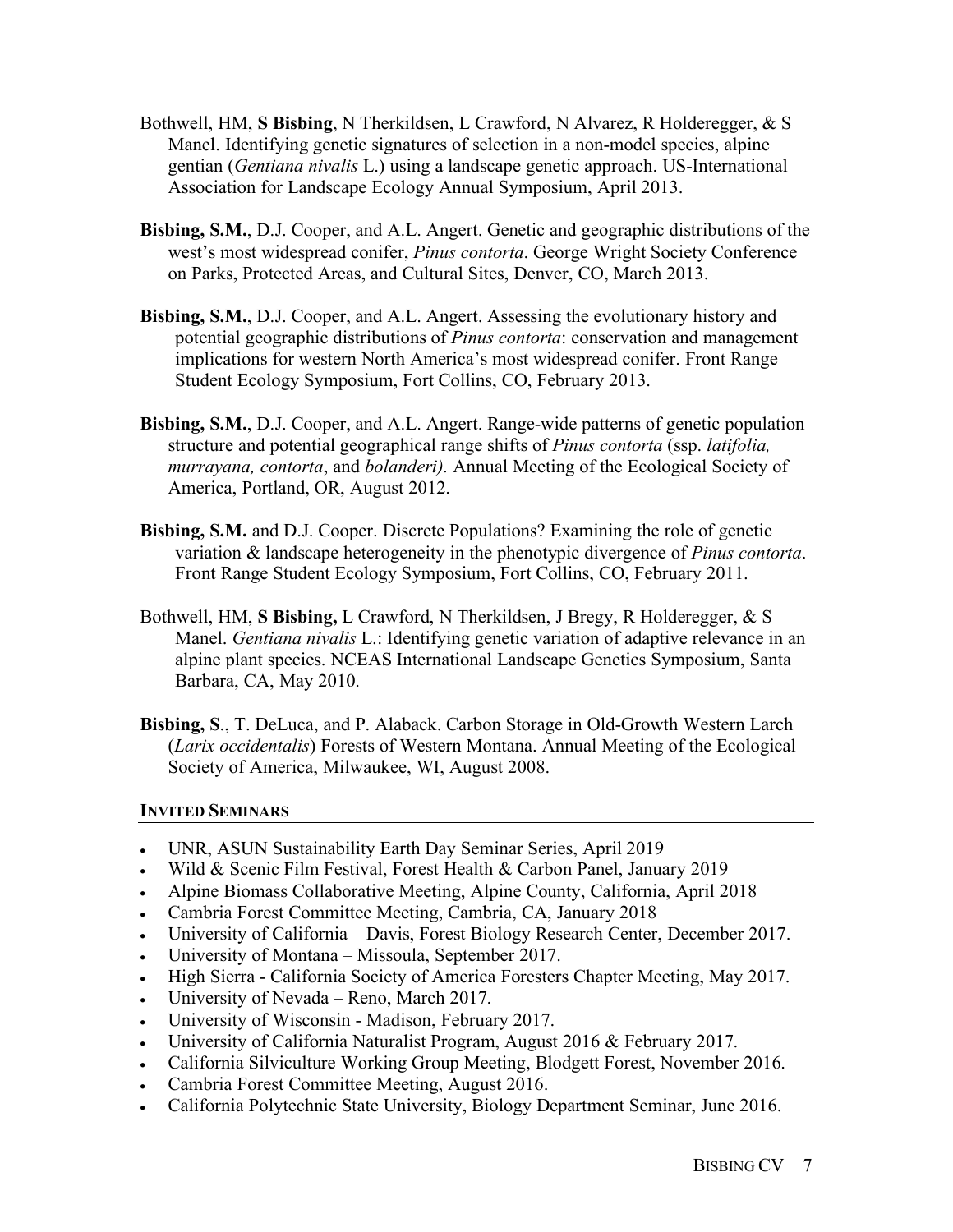Bothwell, HM, **S Bisbing**, N Therkildsen, L Crawford, N Alvarez, R Holderegger, & S Manel. Identifying genetic signatures of selection in a non-model species, alpine gentian (*Gentiana nivalis* L.) using a landscape genetic approach. US-International Association for Landscape Ecology Annual Symposium, April 2013.

**Bisbing, S.M.**, D.J. Cooper, and A.L. Angert. Genetic and geographic distributions of the west's most widespread conifer, *Pinus contorta*. George Wright Society Conference on Parks, Protected Areas, and Cultural Sites, Denver, CO, March 2013.

**Bisbing, S.M.**, D.J. Cooper, and A.L. Angert. Assessing the evolutionary history and potential geographic distributions of *Pinus contorta*: conservation and management implications for western North America's most widespread conifer. Front Range Student Ecology Symposium, Fort Collins, CO, February 2013.

**Bisbing, S.M.**, D.J. Cooper, and A.L. Angert. Range-wide patterns of genetic population structure and potential geographical range shifts of *Pinus contorta* (ssp. *latifolia, murrayana, contorta*, and *bolanderi).* Annual Meeting of the Ecological Society of America, Portland, OR, August 2012.

**Bisbing, S.M.** and D.J. Cooper. Discrete Populations? Examining the role of genetic variation & landscape heterogeneity in the phenotypic divergence of *Pinus contorta*. Front Range Student Ecology Symposium, Fort Collins, CO, February 2011.

Bothwell, HM, **S Bisbing,** L Crawford, N Therkildsen, J Bregy, R Holderegger, & S Manel. *Gentiana nivalis* L.: Identifying genetic variation of adaptive relevance in an alpine plant species. NCEAS International Landscape Genetics Symposium, Santa Barbara, CA, May 2010.

**Bisbing, S**., T. DeLuca, and P. Alaback. Carbon Storage in Old-Growth Western Larch (*Larix occidentalis*) Forests of Western Montana. Annual Meeting of the Ecological Society of America, Milwaukee, WI, August 2008.

## INVITED SEMINARS

- UNR, ASUN Sustainability Earth Day Seminar Series, April 2019
- Wild & Scenic Film Festival, Forest Health & Carbon Panel, January 2019
- Alpine Biomass Collaborative Meeting, Alpine County, California, April 2018
- Cambria Forest Committee Meeting, Cambria, CA, January 2018
- University of California – Davis, Forest Biology Research Center, December 2017.
- University of Montana – Missoula, September 2017.
- High Sierra - California Society of America Foresters Chapter Meeting, May 2017.
- University of Nevada – Reno, March 2017.
- University of Wisconsin - Madison, February 2017.
- University of California Naturalist Program, August 2016 & February 2017.
- California Silviculture Working Group Meeting, Blodgett Forest, November 2016.
- Cambria Forest Committee Meeting, August 2016.
- California Polytechnic State University, Biology Department Seminar, June 2016.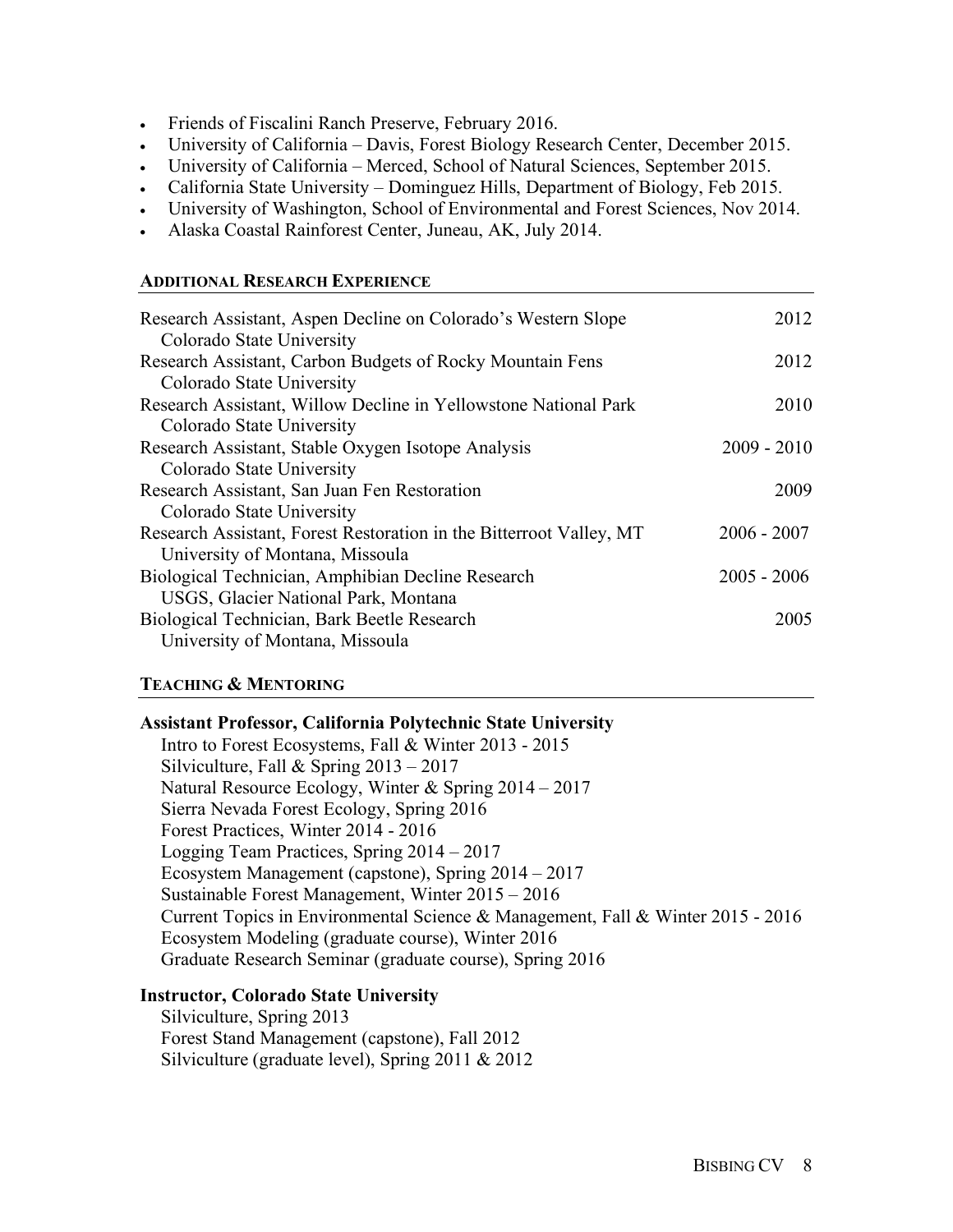- Friends of Fiscalini Ranch Preserve, February 2016.
- University of California – Davis, Forest Biology Research Center, December 2015.
- University of California – Merced, School of Natural Sciences, September 2015.
- California State University – Dominguez Hills, Department of Biology, Feb 2015.
- University of Washington, School of Environmental and Forest Sciences, Nov 2014.
- Alaska Coastal Rainforest Center, Juneau, AK, July 2014.

## ADDITIONAL RESEARCH EXPERIENCE

Research Assistant, Aspen Decline on Colorado's Western Slope — 2012
Colorado State University

Research Assistant, Carbon Budgets of Rocky Mountain Fens — 2012
Colorado State University

Research Assistant, Willow Decline in Yellowstone National Park — 2010
Colorado State University

Research Assistant, Stable Oxygen Isotope Analysis — 2009 - 2010
Colorado State University

Research Assistant, San Juan Fen Restoration — 2009
Colorado State University

Research Assistant, Forest Restoration in the Bitterroot Valley, MT — 2006 - 2007
University of Montana, Missoula

Biological Technician, Amphibian Decline Research — 2005 - 2006
USGS, Glacier National Park, Montana

Biological Technician, Bark Beetle Research — 2005
University of Montana, Missoula

## TEACHING & MENTORING

**Assistant Professor, California Polytechnic State University**

Intro to Forest Ecosystems, Fall & Winter 2013 - 2015
Silviculture, Fall & Spring 2013 – 2017
Natural Resource Ecology, Winter & Spring 2014 – 2017
Sierra Nevada Forest Ecology, Spring 2016
Forest Practices, Winter 2014 - 2016
Logging Team Practices, Spring 2014 – 2017
Ecosystem Management (capstone), Spring 2014 – 2017
Sustainable Forest Management, Winter 2015 – 2016
Current Topics in Environmental Science & Management, Fall & Winter 2015 - 2016
Ecosystem Modeling (graduate course), Winter 2016
Graduate Research Seminar (graduate course), Spring 2016

**Instructor, Colorado State University**

Silviculture, Spring 2013
Forest Stand Management (capstone), Fall 2012
Silviculture (graduate level), Spring 2011 & 2012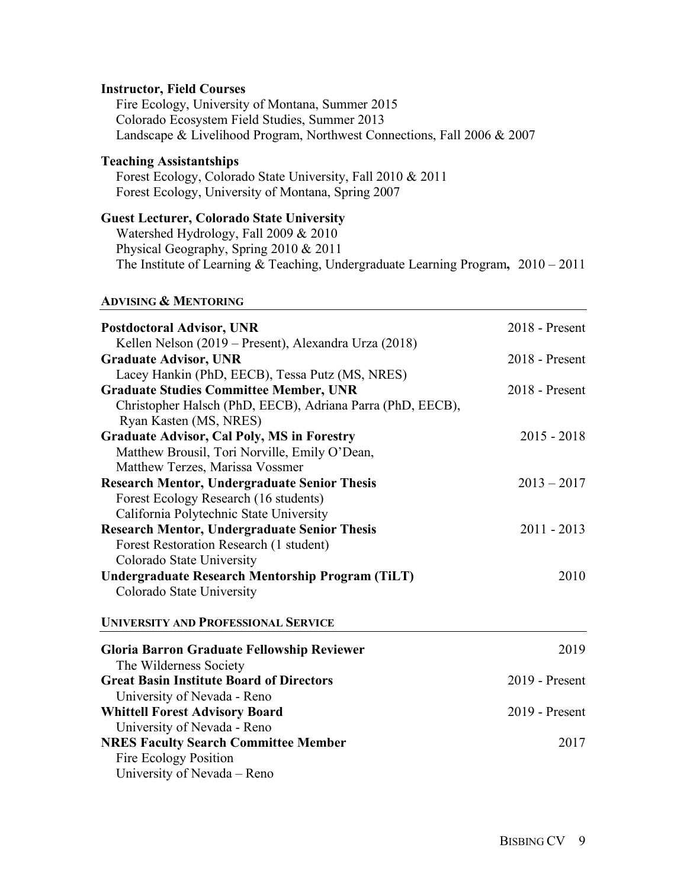**Instructor, Field Courses**
Fire Ecology, University of Montana, Summer 2015
Colorado Ecosystem Field Studies, Summer 2013
Landscape & Livelihood Program, Northwest Connections, Fall 2006 & 2007

**Teaching Assistantships**
Forest Ecology, Colorado State University, Fall 2010 & 2011
Forest Ecology, University of Montana, Spring 2007

**Guest Lecturer, Colorado State University**
Watershed Hydrology, Fall 2009 & 2010
Physical Geography, Spring 2010 & 2011
The Institute of Learning & Teaching, Undergraduate Learning Program, 2010 – 2011

## ADVISING & MENTORING

**Postdoctoral Advisor, UNR** — 2018 - Present
Kellen Nelson (2019 – Present), Alexandra Urza (2018)

**Graduate Advisor, UNR** — 2018 - Present
Lacey Hankin (PhD, EECB), Tessa Putz (MS, NRES)

**Graduate Studies Committee Member, UNR** — 2018 - Present
Christopher Halsch (PhD, EECB), Adriana Parra (PhD, EECB), Ryan Kasten (MS, NRES)

**Graduate Advisor, Cal Poly, MS in Forestry** — 2015 - 2018
Matthew Brousil, Tori Norville, Emily O'Dean, Matthew Terzes, Marissa Vossmer

**Research Mentor, Undergraduate Senior Thesis** — 2013 – 2017
Forest Ecology Research (16 students)
California Polytechnic State University

**Research Mentor, Undergraduate Senior Thesis** — 2011 - 2013
Forest Restoration Research (1 student)
Colorado State University

**Undergraduate Research Mentorship Program (TiLT)** — 2010
Colorado State University

## UNIVERSITY AND PROFESSIONAL SERVICE

**Gloria Barron Graduate Fellowship Reviewer** — 2019
The Wilderness Society

**Great Basin Institute Board of Directors** — 2019 - Present
University of Nevada - Reno

**Whittell Forest Advisory Board** — 2019 - Present
University of Nevada - Reno

**NRES Faculty Search Committee Member** — 2017
Fire Ecology Position
University of Nevada – Reno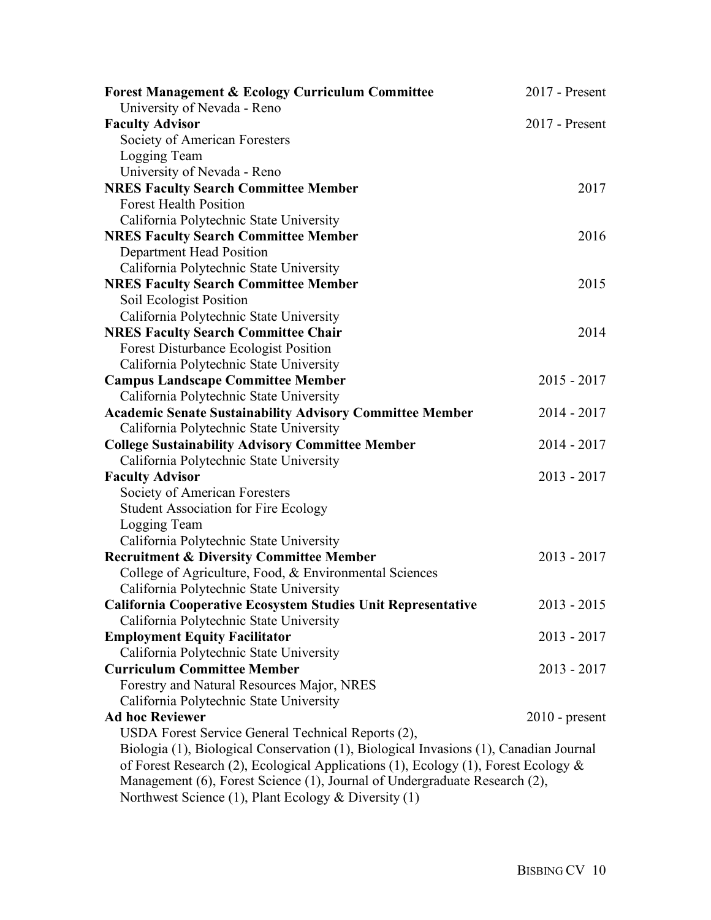**Forest Management & Ecology Curriculum Committee** 2017 - Present
University of Nevada - Reno

**Faculty Advisor** 2017 - Present
Society of American Foresters
Logging Team
University of Nevada - Reno

**NRES Faculty Search Committee Member** 2017
Forest Health Position
California Polytechnic State University

**NRES Faculty Search Committee Member** 2016
Department Head Position
California Polytechnic State University

**NRES Faculty Search Committee Member** 2015
Soil Ecologist Position
California Polytechnic State University

**NRES Faculty Search Committee Chair** 2014
Forest Disturbance Ecologist Position
California Polytechnic State University

**Campus Landscape Committee Member** 2015 - 2017
California Polytechnic State University

**Academic Senate Sustainability Advisory Committee Member** 2014 - 2017
California Polytechnic State University

**College Sustainability Advisory Committee Member** 2014 - 2017
California Polytechnic State University

**Faculty Advisor** 2013 - 2017
Society of American Foresters
Student Association for Fire Ecology
Logging Team
California Polytechnic State University

**Recruitment & Diversity Committee Member** 2013 - 2017
College of Agriculture, Food, & Environmental Sciences
California Polytechnic State University

**California Cooperative Ecosystem Studies Unit Representative** 2013 - 2015
California Polytechnic State University

**Employment Equity Facilitator** 2013 - 2017
California Polytechnic State University

**Curriculum Committee Member** 2013 - 2017
Forestry and Natural Resources Major, NRES
California Polytechnic State University

**Ad hoc Reviewer** 2010 - present
USDA Forest Service General Technical Reports (2), Biologia (1), Biological Conservation (1), Biological Invasions (1), Canadian Journal of Forest Research (2), Ecological Applications (1), Ecology (1), Forest Ecology & Management (6), Forest Science (1), Journal of Undergraduate Research (2), Northwest Science (1), Plant Ecology & Diversity (1)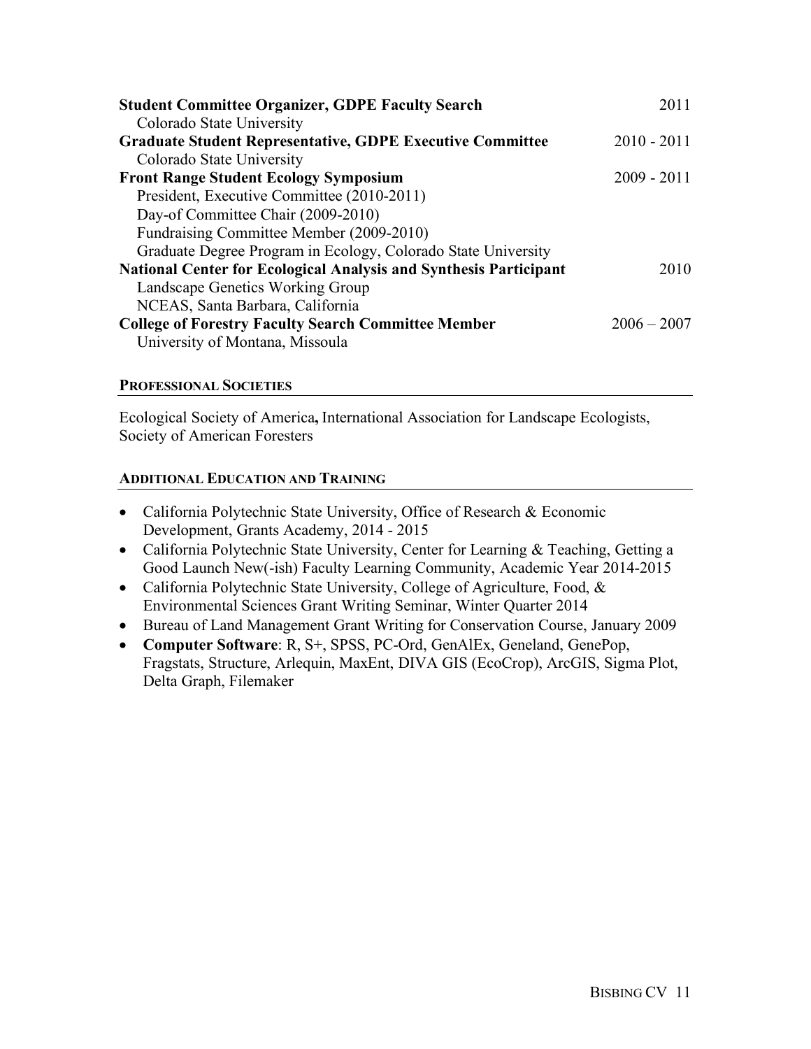**Student Committee Organizer, GDPE Faculty Search** 2011
Colorado State University

**Graduate Student Representative, GDPE Executive Committee** 2010 - 2011
Colorado State University

**Front Range Student Ecology Symposium** 2009 - 2011
President, Executive Committee (2010-2011)
Day-of Committee Chair (2009-2010)
Fundraising Committee Member (2009-2010)
Graduate Degree Program in Ecology, Colorado State University

**National Center for Ecological Analysis and Synthesis Participant** 2010
Landscape Genetics Working Group
NCEAS, Santa Barbara, California

**College of Forestry Faculty Search Committee Member** 2006 – 2007
University of Montana, Missoula

## PROFESSIONAL SOCIETIES

Ecological Society of America**,** International Association for Landscape Ecologists, Society of American Foresters

## ADDITIONAL EDUCATION AND TRAINING

- California Polytechnic State University, Office of Research & Economic Development, Grants Academy, 2014 - 2015
- California Polytechnic State University, Center for Learning & Teaching, Getting a Good Launch New(-ish) Faculty Learning Community, Academic Year 2014-2015
- California Polytechnic State University, College of Agriculture, Food, & Environmental Sciences Grant Writing Seminar, Winter Quarter 2014
- Bureau of Land Management Grant Writing for Conservation Course, January 2009
- **Computer Software**: R, S+, SPSS, PC-Ord, GenAlEx, Geneland, GenePop, Fragstats, Structure, Arlequin, MaxEnt, DIVA GIS (EcoCrop), ArcGIS, Sigma Plot, Delta Graph, Filemaker